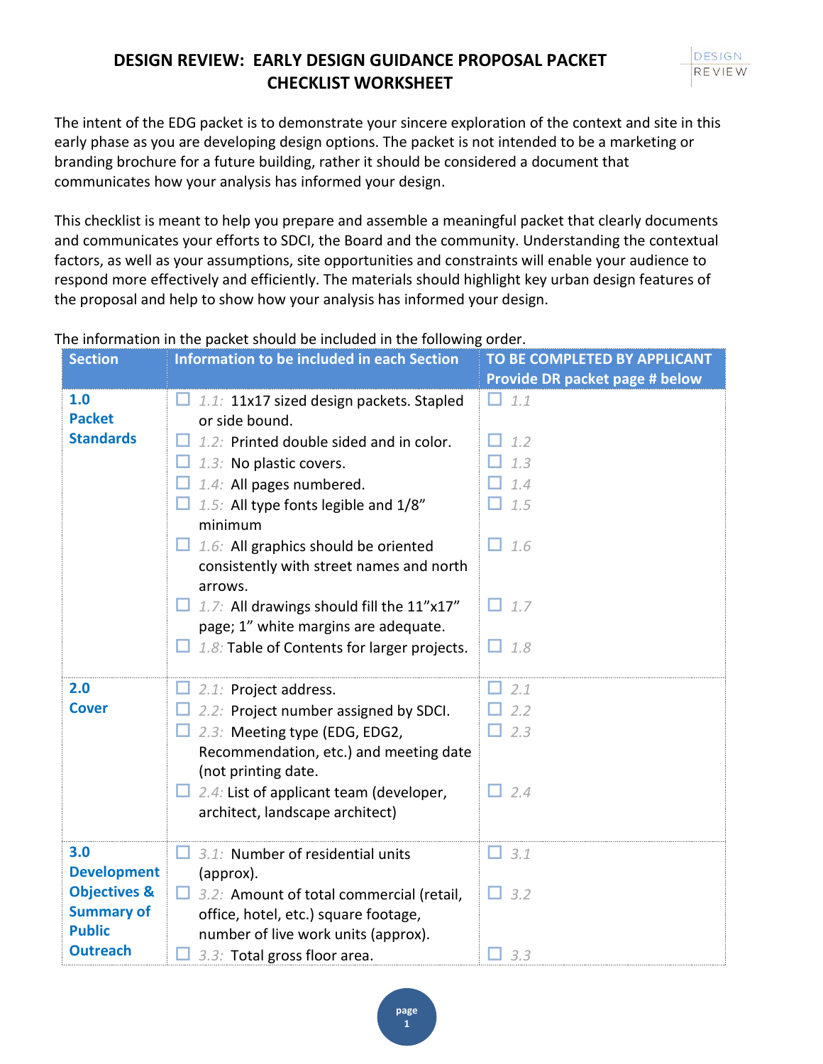# DESIGN REVIEW: EARLY DESIGN GUIDANCE PROPOSAL PACKET CHECKLIST WORKSHEET

DESIGN REVIEW

The intent of the EDG packet is to demonstrate your sincere exploration of the context and site in this early phase as you are developing design options. The packet is not intended to be a marketing or branding brochure for a future building, rather it should be considered a document that communicates how your analysis has informed your design.

This checklist is meant to help you prepare and assemble a meaningful packet that clearly documents and communicates your efforts to SDCI, the Board and the community. Understanding the contextual factors, as well as your assumptions, site opportunities and constraints will enable your audience to respond more effectively and efficiently. The materials should highlight key urban design features of the proposal and help to show how your analysis has informed your design.

The information in the packet should be included in the following order.

| Section | Information to be included in each Section | TO BE COMPLETED BY APPLICANT Provide DR packet page # below |
|---|---|---|
| **1.0 Packet Standards** | ☐ *1.1:* 11x17 sized design packets. Stapled or side bound. | ☐ *1.1* |
| | ☐ *1.2:* Printed double sided and in color. | ☐ *1.2* |
| | ☐ *1.3:* No plastic covers. | ☐ *1.3* |
| | ☐ *1.4:* All pages numbered. | ☐ *1.4* |
| | ☐ *1.5:* All type fonts legible and 1/8" minimum | ☐ *1.5* |
| | ☐ *1.6:* All graphics should be oriented consistently with street names and north arrows. | ☐ *1.6* |
| | ☐ *1.7:* All drawings should fill the 11"x17" page; 1" white margins are adequate. | ☐ *1.7* |
| | ☐ *1.8:* Table of Contents for larger projects. | ☐ *1.8* |
| **2.0 Cover** | ☐ *2.1:* Project address. | ☐ *2.1* |
| | ☐ *2.2:* Project number assigned by SDCI. | ☐ *2.2* |
| | ☐ *2.3:* Meeting type (EDG, EDG2, Recommendation, etc.) and meeting date (not printing date. | ☐ *2.3* |
| | ☐ *2.4:* List of applicant team (developer, architect, landscape architect) | ☐ *2.4* |
| **3.0 Development Objectives & Summary of Public Outreach** | ☐ *3.1:* Number of residential units (approx). | ☐ *3.1* |
| | ☐ *3.2:* Amount of total commercial (retail, office, hotel, etc.) square footage, number of live work units (approx). | ☐ *3.2* |
| | ☐ *3.3:* Total gross floor area. | ☐ *3.3* |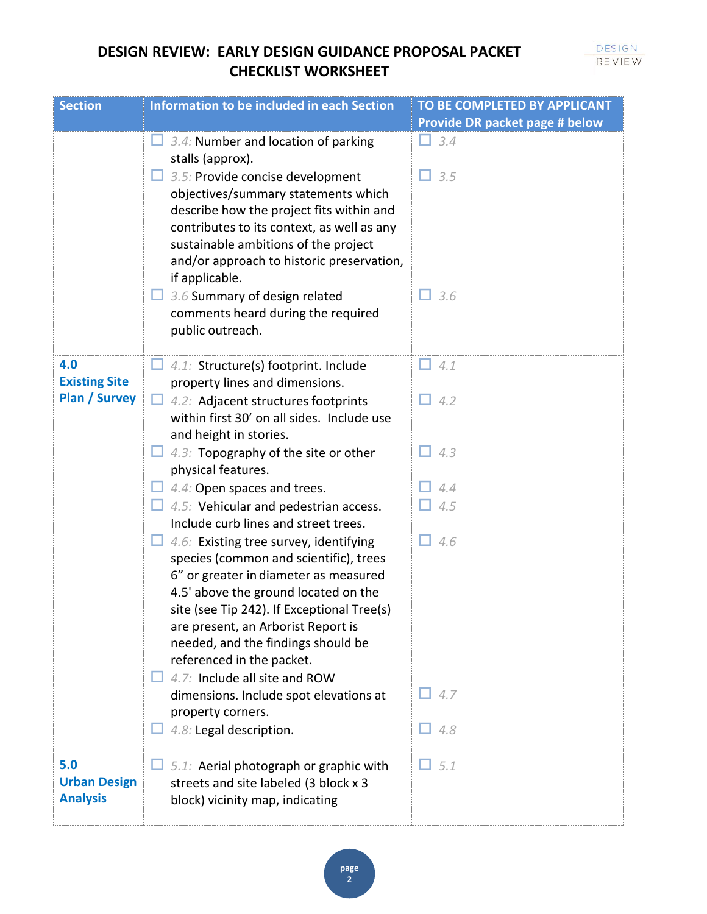# DESIGN REVIEW: EARLY DESIGN GUIDANCE PROPOSAL PACKET CHECKLIST WORKSHEET

| Section | Information to be included in each Section | TO BE COMPLETED BY APPLICANT Provide DR packet page # below |
|---|---|---|
| | ☐ *3.4:* Number and location of parking stalls (approx).<br>☐ *3.5:* Provide concise development objectives/summary statements which describe how the project fits within and contributes to its context, as well as any sustainable ambitions of the project and/or approach to historic preservation, if applicable.<br>☐ *3.6* Summary of design related comments heard during the required public outreach. | ☐ *3.4*<br>☐ *3.5*<br>☐ *3.6* |
| **4.0 Existing Site Plan / Survey** | ☐ *4.1:* Structure(s) footprint. Include property lines and dimensions.<br>☐ *4.2:* Adjacent structures footprints within first 30' on all sides. Include use and height in stories.<br>☐ *4.3:* Topography of the site or other physical features.<br>☐ *4.4:* Open spaces and trees.<br>☐ *4.5:* Vehicular and pedestrian access. Include curb lines and street trees.<br>☐ *4.6:* Existing tree survey, identifying species (common and scientific), trees 6" or greater in diameter as measured 4.5' above the ground located on the site (see Tip 242). If Exceptional Tree(s) are present, an Arborist Report is needed, and the findings should be referenced in the packet.<br>☐ *4.7:* Include all site and ROW dimensions. Include spot elevations at property corners.<br>☐ *4.8:* Legal description. | ☐ *4.1*<br>☐ *4.2*<br>☐ *4.3*<br>☐ *4.4*<br>☐ *4.5*<br>☐ *4.6*<br>☐ *4.7*<br>☐ *4.8* |
| **5.0 Urban Design Analysis** | ☐ *5.1:* Aerial photograph or graphic with streets and site labeled (3 block x 3 block) vicinity map, indicating | ☐ *5.1* |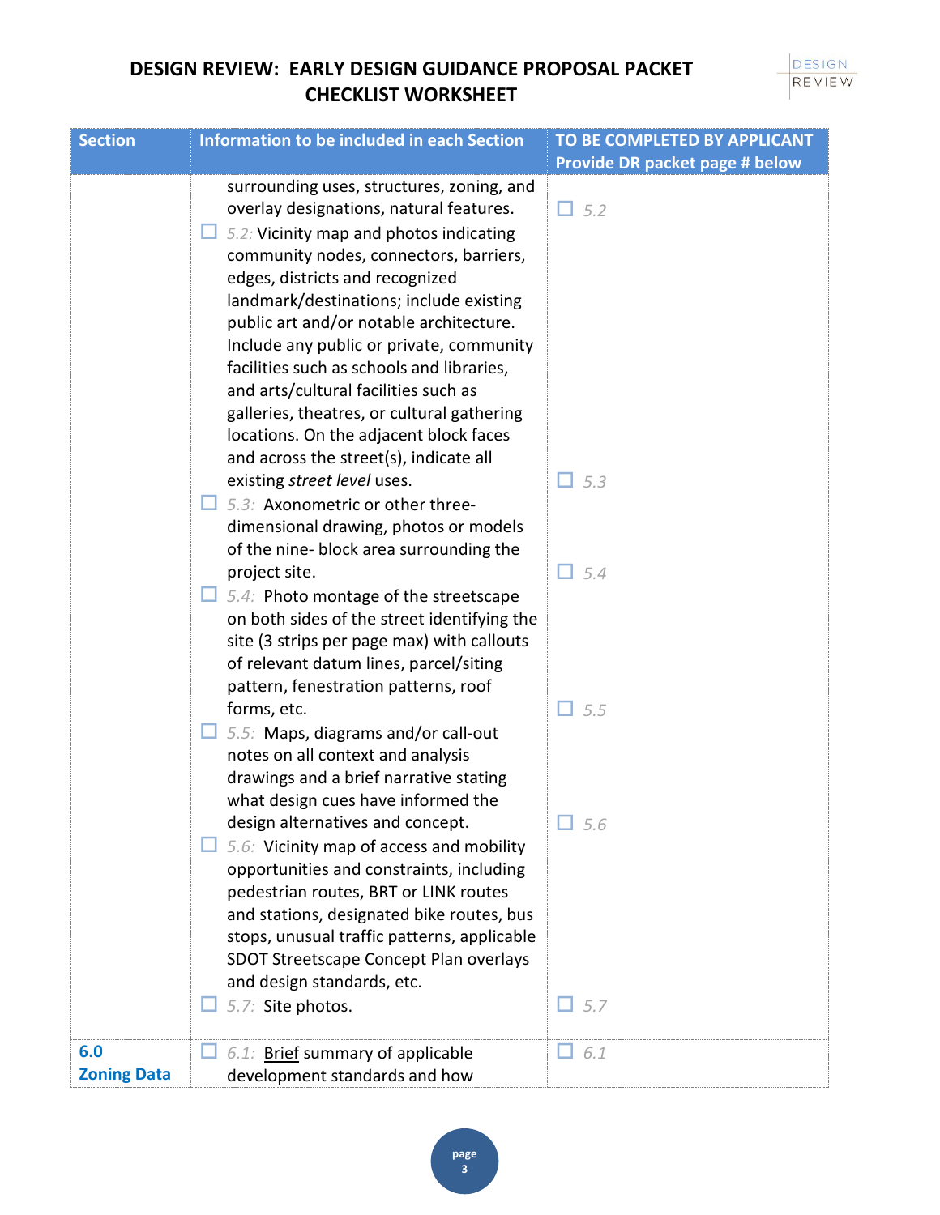# DESIGN REVIEW: EARLY DESIGN GUIDANCE PROPOSAL PACKET CHECKLIST WORKSHEET

| Section | Information to be included in each Section | TO BE COMPLETED BY APPLICANT Provide DR packet page # below |
|---|---|---|
| | surrounding uses, structures, zoning, and overlay designations, natural features. | ☐ 5.2 |
| | ☐ *5.2:* Vicinity map and photos indicating community nodes, connectors, barriers, edges, districts and recognized landmark/destinations; include existing public art and/or notable architecture. Include any public or private, community facilities such as schools and libraries, and arts/cultural facilities such as galleries, theatres, or cultural gathering locations. On the adjacent block faces and across the street(s), indicate all existing *street level* uses. | ☐ 5.3 |
| | ☐ *5.3:* Axonometric or other three-dimensional drawing, photos or models of the nine- block area surrounding the project site. | ☐ 5.4 |
| | ☐ *5.4:* Photo montage of the streetscape on both sides of the street identifying the site (3 strips per page max) with callouts of relevant datum lines, parcel/siting pattern, fenestration patterns, roof forms, etc. | ☐ 5.5 |
| | ☐ *5.5:* Maps, diagrams and/or call-out notes on all context and analysis drawings and a brief narrative stating what design cues have informed the design alternatives and concept. | ☐ 5.6 |
| | ☐ *5.6:* Vicinity map of access and mobility opportunities and constraints, including pedestrian routes, BRT or LINK routes and stations, designated bike routes, bus stops, unusual traffic patterns, applicable SDOT Streetscape Concept Plan overlays and design standards, etc. | ☐ 5.7 |
| | ☐ *5.7:* Site photos. | |
| **6.0 Zoning Data** | ☐ *6.1:* Brief summary of applicable development standards and how | ☐ 6.1 |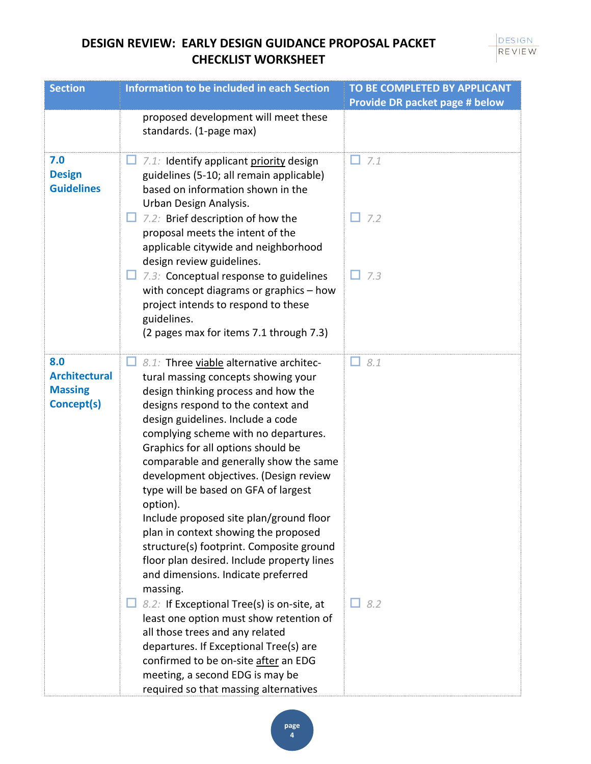# DESIGN REVIEW: EARLY DESIGN GUIDANCE PROPOSAL PACKET CHECKLIST WORKSHEET

| Section | Information to be included in each Section | TO BE COMPLETED BY APPLICANT Provide DR packet page # below |
|---|---|---|
| | proposed development will meet these standards. (1-page max) | |
| **7.0 Design Guidelines** | ☐ *7.1:* Identify applicant priority design guidelines (5-10; all remain applicable) based on information shown in the Urban Design Analysis.<br>☐ *7.2:* Brief description of how the proposal meets the intent of the applicable citywide and neighborhood design review guidelines.<br>☐ *7.3:* Conceptual response to guidelines with concept diagrams or graphics – how project intends to respond to these guidelines.<br>(2 pages max for items 7.1 through 7.3) | ☐ *7.1*<br>☐ *7.2*<br>☐ *7.3* |
| **8.0 Architectural Massing Concept(s)** | ☐ *8.1:* Three viable alternative architectural massing concepts showing your design thinking process and how the designs respond to the context and design guidelines. Include a code complying scheme with no departures. Graphics for all options should be comparable and generally show the same development objectives. (Design review type will be based on GFA of largest option).<br>Include proposed site plan/ground floor plan in context showing the proposed structure(s) footprint. Composite ground floor plan desired. Include property lines and dimensions. Indicate preferred massing.<br>☐ *8.2:* If Exceptional Tree(s) is on-site, at least one option must show retention of all those trees and any related departures. If Exceptional Tree(s) are confirmed to be on-site after an EDG meeting, a second EDG is may be required so that massing alternatives | ☐ *8.1*<br>☐ *8.2* |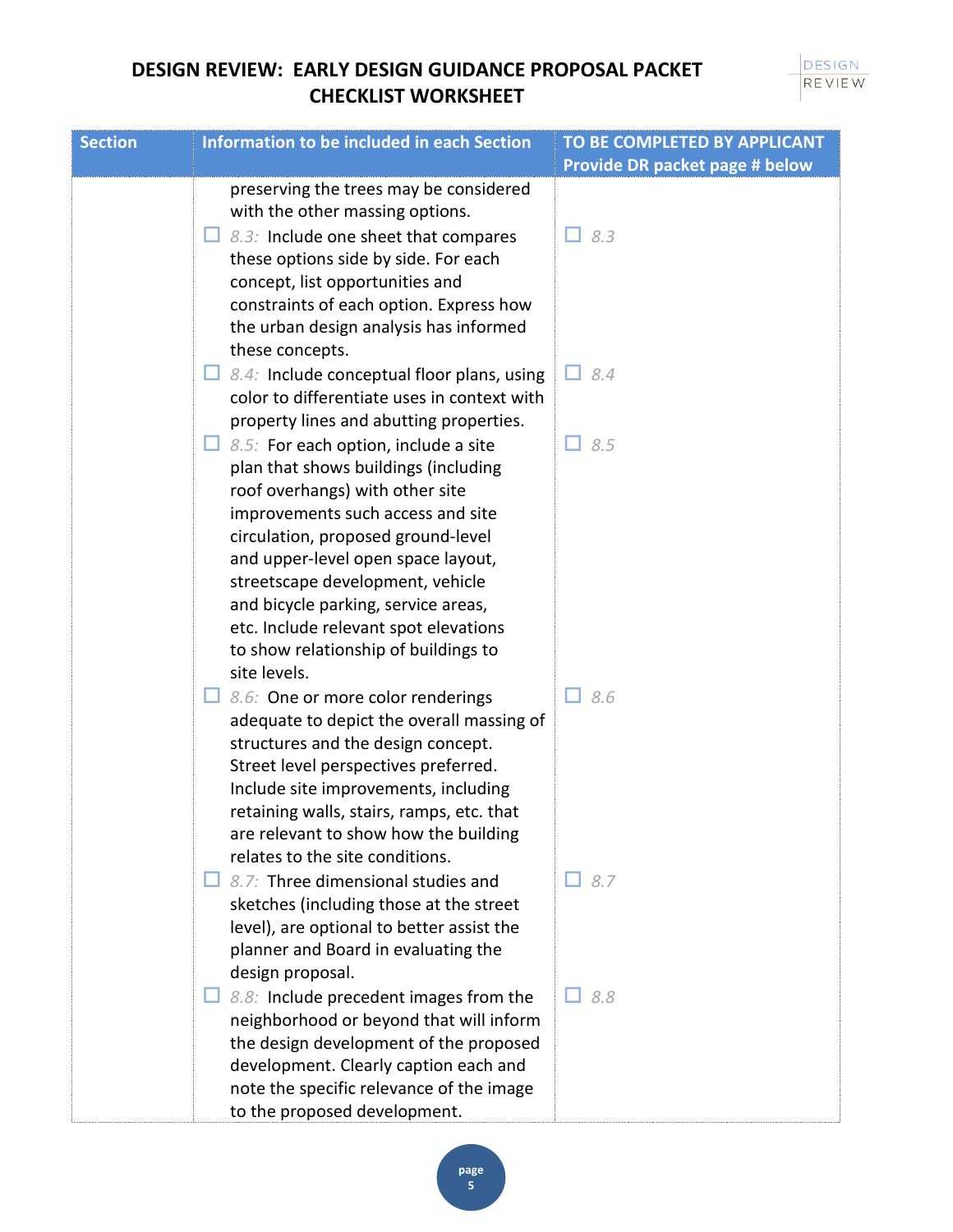# DESIGN REVIEW: EARLY DESIGN GUIDANCE PROPOSAL PACKET CHECKLIST WORKSHEET

| Section | Information to be included in each Section | TO BE COMPLETED BY APPLICANT Provide DR packet page # below |
|---|---|---|
| | preserving the trees may be considered with the other massing options. | |
| | ☐ *8.3:* Include one sheet that compares these options side by side. For each concept, list opportunities and constraints of each option. Express how the urban design analysis has informed these concepts. | ☐ *8.3* |
| | ☐ *8.4:* Include conceptual floor plans, using color to differentiate uses in context with property lines and abutting properties. | ☐ *8.4* |
| | ☐ *8.5:* For each option, include a site plan that shows buildings (including roof overhangs) with other site improvements such access and site circulation, proposed ground-level and upper-level open space layout, streetscape development, vehicle and bicycle parking, service areas, etc. Include relevant spot elevations to show relationship of buildings to site levels. | ☐ *8.5* |
| | ☐ *8.6:* One or more color renderings adequate to depict the overall massing of structures and the design concept. Street level perspectives preferred. Include site improvements, including retaining walls, stairs, ramps, etc. that are relevant to show how the building relates to the site conditions. | ☐ *8.6* |
| | ☐ *8.7:* Three dimensional studies and sketches (including those at the street level), are optional to better assist the planner and Board in evaluating the design proposal. | ☐ *8.7* |
| | ☐ *8.8:* Include precedent images from the neighborhood or beyond that will inform the design development of the proposed development. Clearly caption each and note the specific relevance of the image to the proposed development. | ☐ *8.8* |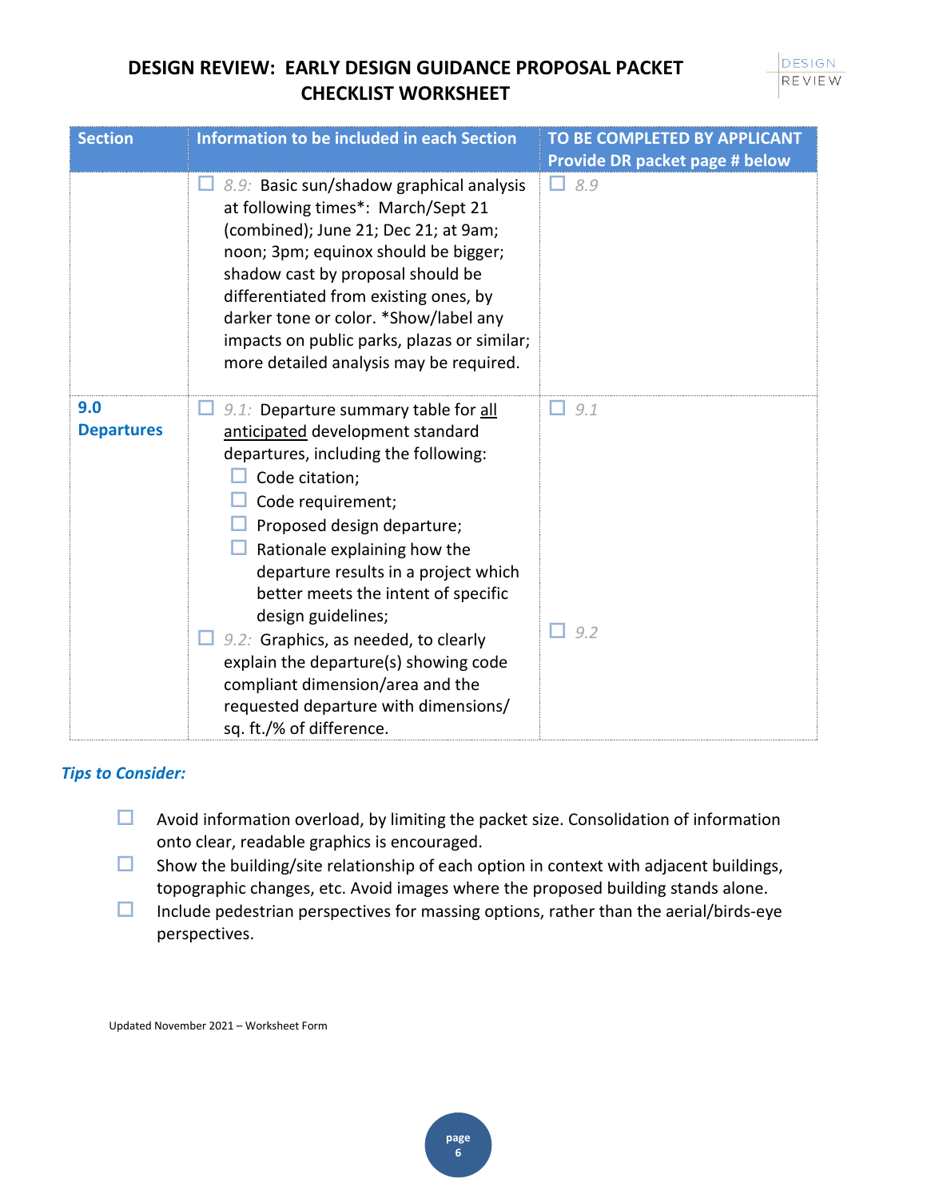# DESIGN REVIEW: EARLY DESIGN GUIDANCE PROPOSAL PACKET CHECKLIST WORKSHEET

| Section | Information to be included in each Section | TO BE COMPLETED BY APPLICANT Provide DR packet page # below |
|---|---|---|
| | ☐ *8.9:* Basic sun/shadow graphical analysis at following times*: March/Sept 21 (combined); June 21; Dec 21; at 9am; noon; 3pm; equinox should be bigger; shadow cast by proposal should be differentiated from existing ones, by darker tone or color. *Show/label any impacts on public parks, plazas or similar; more detailed analysis may be required. | ☐ *8.9* |
| **9.0 Departures** | ☐ *9.1:* Departure summary table for <u>all anticipated</u> development standard departures, including the following:<br>☐ Code citation;<br>☐ Code requirement;<br>☐ Proposed design departure;<br>☐ Rationale explaining how the departure results in a project which better meets the intent of specific design guidelines;<br>☐ *9.2:* Graphics, as needed, to clearly explain the departure(s) showing code compliant dimension/area and the requested departure with dimensions/ sq. ft./% of difference. | ☐ *9.1*<br><br>☐ *9.2* |

***Tips to Consider:***

- ☐ Avoid information overload, by limiting the packet size. Consolidation of information onto clear, readable graphics is encouraged.
- ☐ Show the building/site relationship of each option in context with adjacent buildings, topographic changes, etc. Avoid images where the proposed building stands alone.
- ☐ Include pedestrian perspectives for massing options, rather than the aerial/birds-eye perspectives.

Updated November 2021 – Worksheet Form